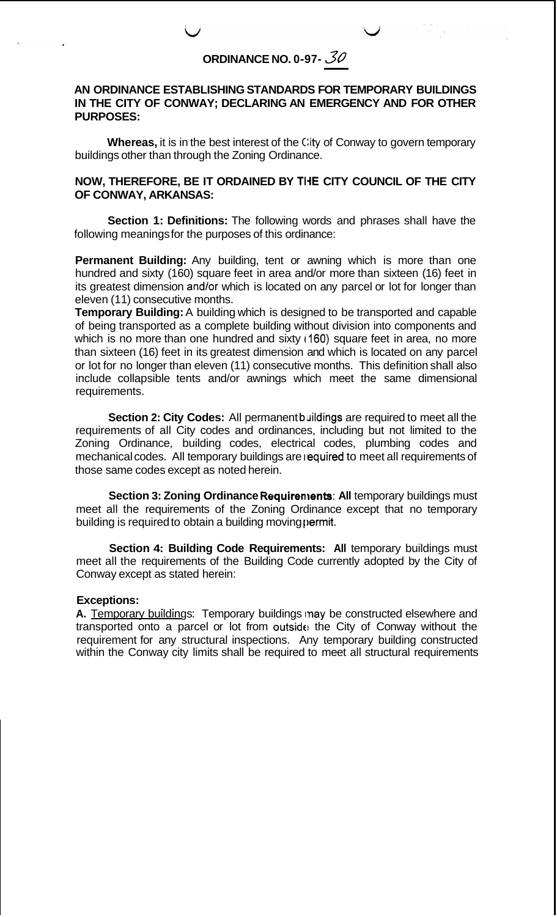# ORDINANCE NO. 0-97-30

**AN ORDINANCE ESTABLISHING STANDARDS FOR TEMPORARY BUILDINGS IN THE CITY OF CONWAY; DECLARING AN EMERGENCY AND FOR OTHER PURPOSES:**

**Whereas,** it is in the best interest of the City of Conway to govern temporary buildings other than through the Zoning Ordinance.

**NOW, THEREFORE, BE IT ORDAINED BY THE CITY COUNCIL OF THE CITY OF CONWAY, ARKANSAS:**

**Section 1: Definitions:** The following words and phrases shall have the following meanings for the purposes of this ordinance:

**Permanent Building:** Any building, tent or awning which is more than one hundred and sixty (160) square feet in area and/or more than sixteen (16) feet in its greatest dimension and/or which is located on any parcel or lot for longer than eleven (11) consecutive months.

**Temporary Building:** A building which is designed to be transported and capable of being transported as a complete building without division into components and which is no more than one hundred and sixty (160) square feet in area, no more than sixteen (16) feet in its greatest dimension and which is located on any parcel or lot for no longer than eleven (11) consecutive months. This definition shall also include collapsible tents and/or awnings which meet the same dimensional requirements.

**Section 2: City Codes:** All permanent buildings are required to meet all the requirements of all City codes and ordinances, including but not limited to the Zoning Ordinance, building codes, electrical codes, plumbing codes and mechanical codes. All temporary buildings are required to meet all requirements of those same codes except as noted herein.

**Section 3: Zoning Ordinance Requirements: All** temporary buildings must meet all the requirements of the Zoning Ordinance except that no temporary building is required to obtain a building moving permit.

**Section 4: Building Code Requirements: All** temporary buildings must meet all the requirements of the Building Code currently adopted by the City of Conway except as stated herein:

**Exceptions:**

**A.** Temporary buildings: Temporary buildings may be constructed elsewhere and transported onto a parcel or lot from outside the City of Conway without the requirement for any structural inspections. Any temporary building constructed within the Conway city limits shall be required to meet all structural requirements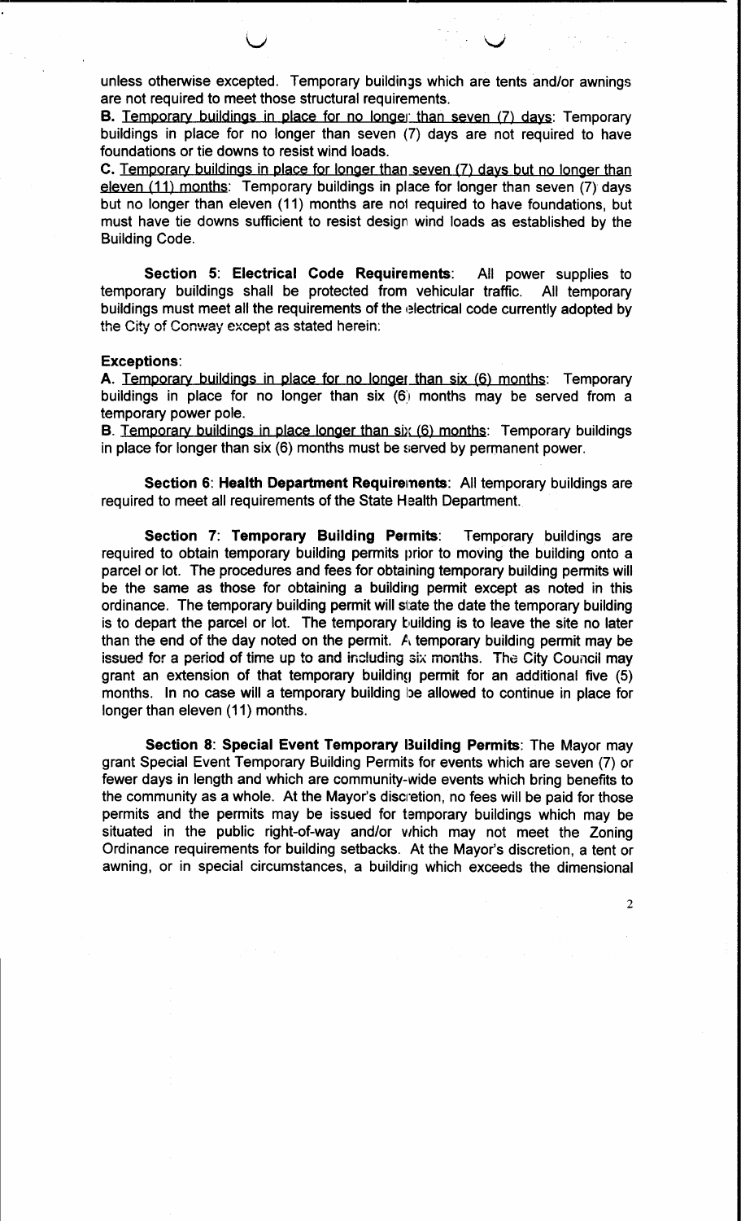unless otherwise excepted. Temporary buildings which are tents and/or awnings are not required to meet those structural requirements.

**B.** Temporary buildings in place for no longer than seven (7) days: Temporary buildings in place for no longer than seven (7) days are not required to have foundations or tie downs to resist wind loads.

**C.** Temporary buildings in place for longer than seven (7) days but no longer than eleven (11) months: Temporary buildings in place for longer than seven (7) days but no longer than eleven (11) months are not required to have foundations, but must have tie downs sufficient to resist design wind loads as established by the Building Code.

**Section 5: Electrical Code Requirements**: All power supplies to temporary buildings shall be protected from vehicular traffic. All temporary buildings must meet all the requirements of the electrical code currently adopted by the City of Conway except as stated herein:

**Exceptions**:

**A.** Temporary buildings in place for no longer than six (6) months: Temporary buildings in place for no longer than six (6) months may be served from a temporary power pole.

**B.** Temporary buildings in place longer than six (6) months: Temporary buildings in place for longer than six (6) months must be served by permanent power.

**Section 6: Health Department Requirements**: All temporary buildings are required to meet all requirements of the State Health Department.

**Section 7: Temporary Building Permits**: Temporary buildings are required to obtain temporary building permits prior to moving the building onto a parcel or lot. The procedures and fees for obtaining temporary building permits will be the same as those for obtaining a building permit except as noted in this ordinance. The temporary building permit will state the date the temporary building is to depart the parcel or lot. The temporary building is to leave the site no later than the end of the day noted on the permit. A temporary building permit may be issued for a period of time up to and including six months. The City Council may grant an extension of that temporary building permit for an additional five (5) months. In no case will a temporary building be allowed to continue in place for longer than eleven (11) months.

**Section 8: Special Event Temporary Building Permits**: The Mayor may grant Special Event Temporary Building Permits for events which are seven (7) or fewer days in length and which are community-wide events which bring benefits to the community as a whole. At the Mayor's discretion, no fees will be paid for those permits and the permits may be issued for temporary buildings which may be situated in the public right-of-way and/or which may not meet the Zoning Ordinance requirements for building setbacks. At the Mayor's discretion, a tent or awning, or in special circumstances, a building which exceeds the dimensional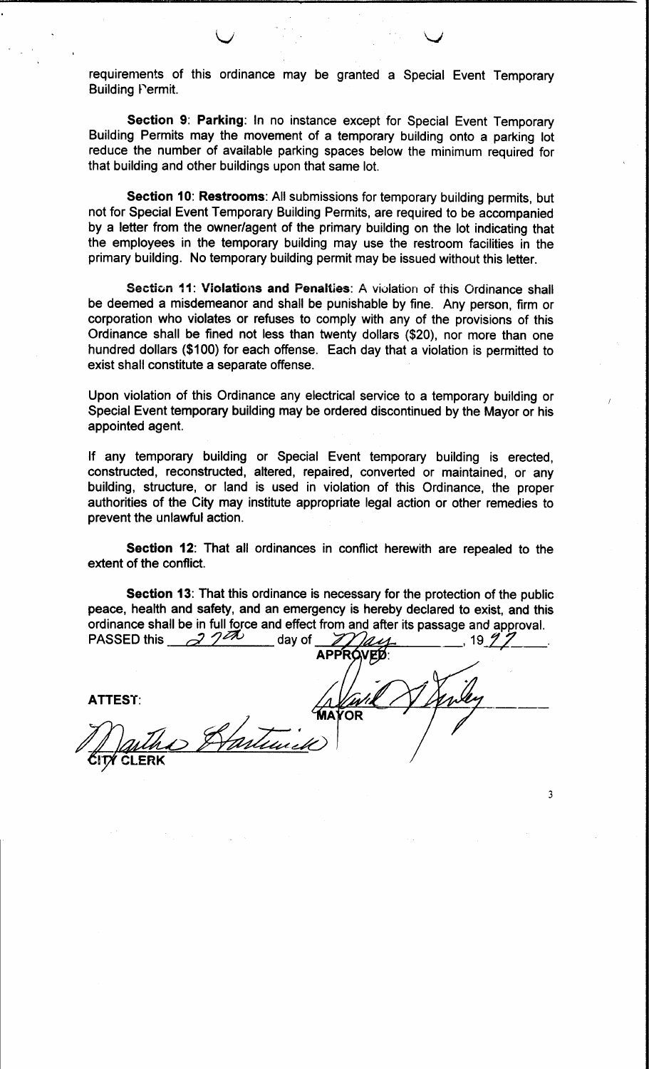requirements of this ordinance may be granted a Special Event Temporary Building Permit.

**Section 9**: **Parking**: In no instance except for Special Event Temporary Building Permits may the movement of a temporary building onto a parking lot reduce the number of available parking spaces below the minimum required for that building and other buildings upon that same lot.

**Section 10**: **Restrooms**: All submissions for temporary building permits, but not for Special Event Temporary Building Permits, are required to be accompanied by a letter from the owner/agent of the primary building on the lot indicating that the employees in the temporary building may use the restroom facilities in the primary building. No temporary building permit may be issued without this letter.

**Section 11**: **Violations and Penalties**: A violation of this Ordinance shall be deemed a misdemeanor and shall be punishable by fine. Any person, firm or corporation who violates or refuses to comply with any of the provisions of this Ordinance shall be fined not less than twenty dollars ($20), nor more than one hundred dollars ($100) for each offense. Each day that a violation is permitted to exist shall constitute a separate offense.

Upon violation of this Ordinance any electrical service to a temporary building or Special Event temporary building may be ordered discontinued by the Mayor or his appointed agent.

If any temporary building or Special Event temporary building is erected, constructed, reconstructed, altered, repaired, converted or maintained, or any building, structure, or land is used in violation of this Ordinance, the proper authorities of the City may institute appropriate legal action or other remedies to prevent the unlawful action.

**Section 12**: That all ordinances in conflict herewith are repealed to the extent of the conflict.

**Section 13**: That this ordinance is necessary for the protection of the public peace, health and safety, and an emergency is hereby declared to exist, and this ordinance shall be in full force and effect from and after its passage and approval.

PASSED this 27th day of May, 1997.

**APPROVED**:

MAYOR

**ATTEST**:

CITY CLERK